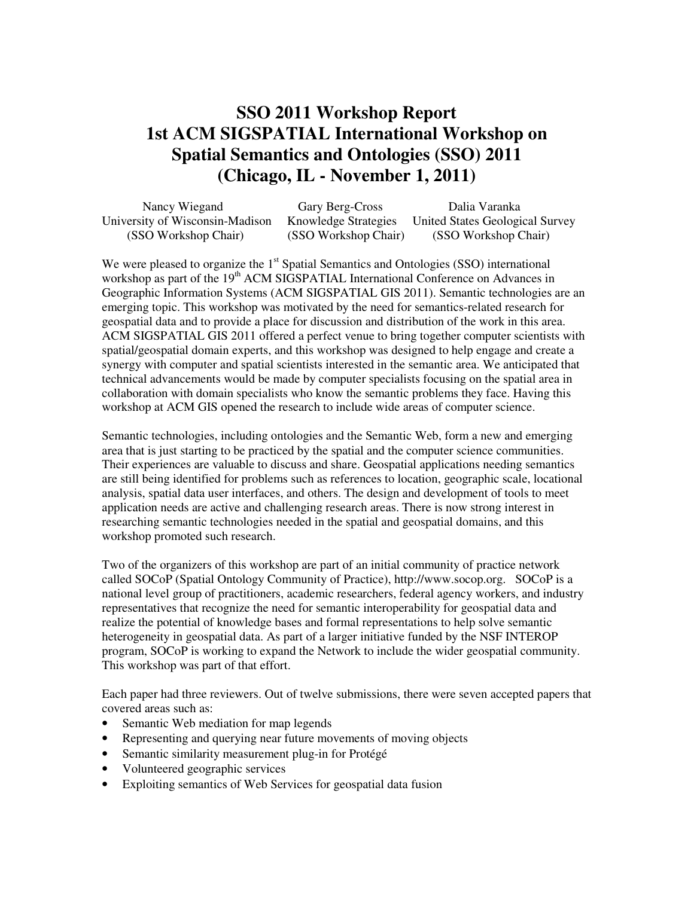# SSO 2011 Workshop Report
# 1st ACM SIGSPATIAL International Workshop on Spatial Semantics and Ontologies (SSO) 2011
# (Chicago, IL - November 1, 2011)

| Nancy Wiegand | Gary Berg-Cross | Dalia Varanka |
|---|---|---|
| University of Wisconsin-Madison | Knowledge Strategies | United States Geological Survey |
| (SSO Workshop Chair) | (SSO Workshop Chair) | (SSO Workshop Chair) |

We were pleased to organize the 1st Spatial Semantics and Ontologies (SSO) international workshop as part of the 19th ACM SIGSPATIAL International Conference on Advances in Geographic Information Systems (ACM SIGSPATIAL GIS 2011). Semantic technologies are an emerging topic. This workshop was motivated by the need for semantics-related research for geospatial data and to provide a place for discussion and distribution of the work in this area. ACM SIGSPATIAL GIS 2011 offered a perfect venue to bring together computer scientists with spatial/geospatial domain experts, and this workshop was designed to help engage and create a synergy with computer and spatial scientists interested in the semantic area. We anticipated that technical advancements would be made by computer specialists focusing on the spatial area in collaboration with domain specialists who know the semantic problems they face. Having this workshop at ACM GIS opened the research to include wide areas of computer science.

Semantic technologies, including ontologies and the Semantic Web, form a new and emerging area that is just starting to be practiced by the spatial and the computer science communities. Their experiences are valuable to discuss and share. Geospatial applications needing semantics are still being identified for problems such as references to location, geographic scale, locational analysis, spatial data user interfaces, and others. The design and development of tools to meet application needs are active and challenging research areas. There is now strong interest in researching semantic technologies needed in the spatial and geospatial domains, and this workshop promoted such research.

Two of the organizers of this workshop are part of an initial community of practice network called SOCoP (Spatial Ontology Community of Practice), http://www.socop.org. SOCoP is a national level group of practitioners, academic researchers, federal agency workers, and industry representatives that recognize the need for semantic interoperability for geospatial data and realize the potential of knowledge bases and formal representations to help solve semantic heterogeneity in geospatial data. As part of a larger initiative funded by the NSF INTEROP program, SOCoP is working to expand the Network to include the wider geospatial community. This workshop was part of that effort.

Each paper had three reviewers. Out of twelve submissions, there were seven accepted papers that covered areas such as:

- Semantic Web mediation for map legends
- Representing and querying near future movements of moving objects
- Semantic similarity measurement plug-in for Protégé
- Volunteered geographic services
- Exploiting semantics of Web Services for geospatial data fusion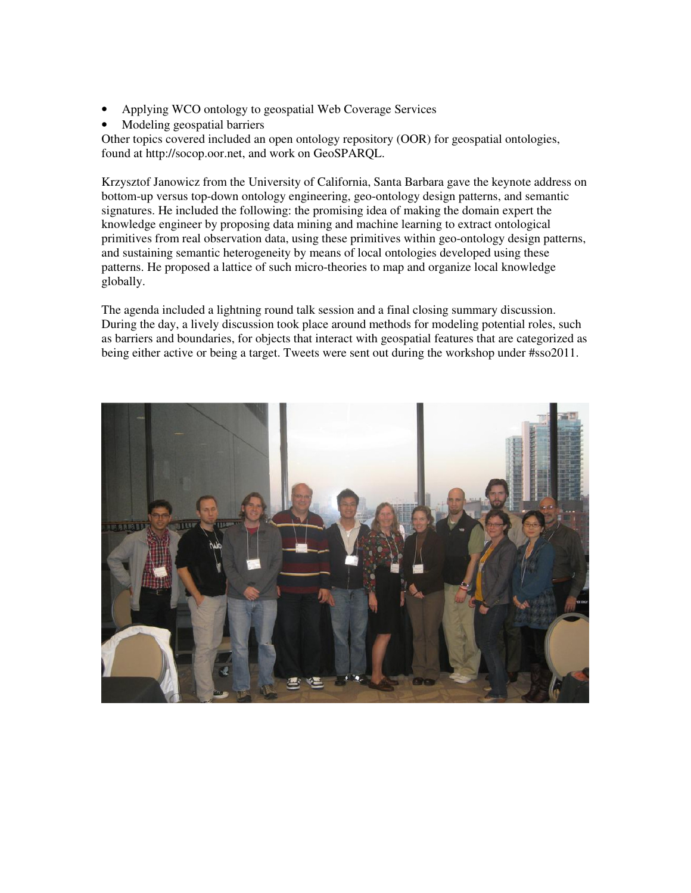- Applying WCO ontology to geospatial Web Coverage Services
- Modeling geospatial barriers

Other topics covered included an open ontology repository (OOR) for geospatial ontologies, found at http://socop.oor.net, and work on GeoSPARQL.

Krzysztof Janowicz from the University of California, Santa Barbara gave the keynote address on bottom-up versus top-down ontology engineering, geo-ontology design patterns, and semantic signatures. He included the following: the promising idea of making the domain expert the knowledge engineer by proposing data mining and machine learning to extract ontological primitives from real observation data, using these primitives within geo-ontology design patterns, and sustaining semantic heterogeneity by means of local ontologies developed using these patterns. He proposed a lattice of such micro-theories to map and organize local knowledge globally.

The agenda included a lightning round talk session and a final closing summary discussion. During the day, a lively discussion took place around methods for modeling potential roles, such as barriers and boundaries, for objects that interact with geospatial features that are categorized as being either active or being a target. Tweets were sent out during the workshop under #sso2011.